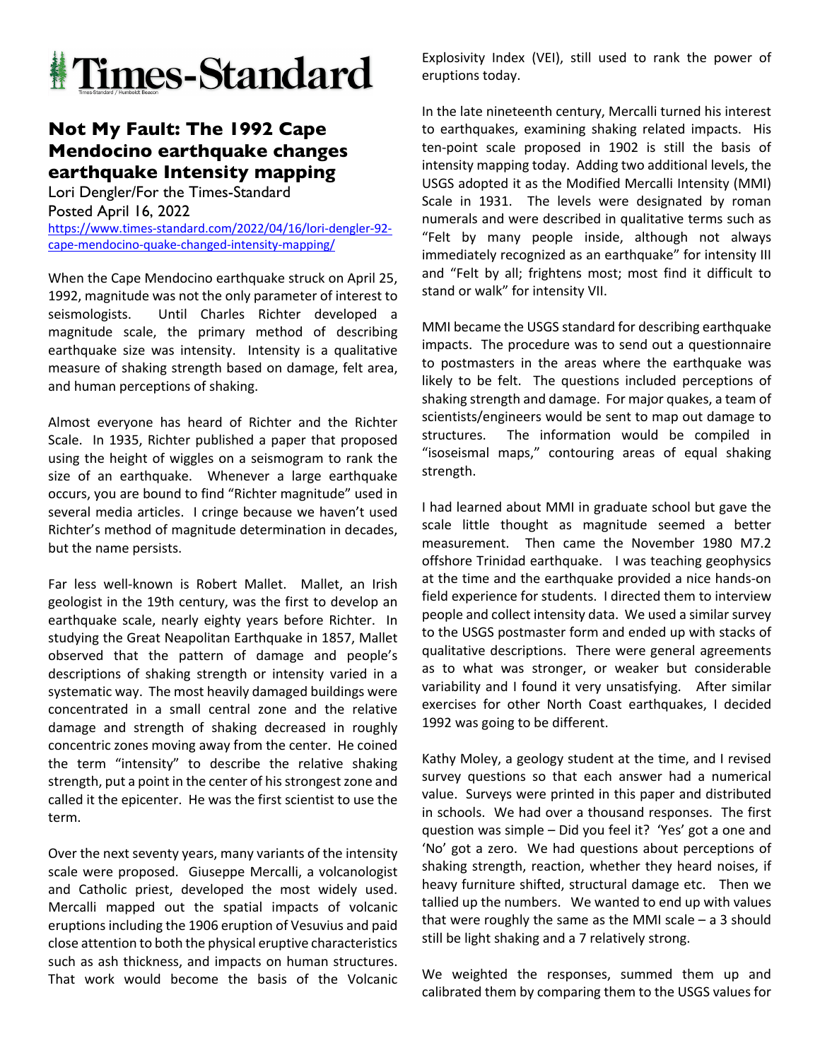# Times-Standard

## Not My Fault: The 1992 Cape Mendocino earthquake changes earthquake Intensity mapping

Lori Dengler/For the Times-Standard
Posted April 16, 2022
https://www.times-standard.com/2022/04/16/lori-dengler-92-cape-mendocino-quake-changed-intensity-mapping/

When the Cape Mendocino earthquake struck on April 25, 1992, magnitude was not the only parameter of interest to seismologists. Until Charles Richter developed a magnitude scale, the primary method of describing earthquake size was intensity. Intensity is a qualitative measure of shaking strength based on damage, felt area, and human perceptions of shaking.

Almost everyone has heard of Richter and the Richter Scale. In 1935, Richter published a paper that proposed using the height of wiggles on a seismogram to rank the size of an earthquake. Whenever a large earthquake occurs, you are bound to find "Richter magnitude" used in several media articles. I cringe because we haven't used Richter's method of magnitude determination in decades, but the name persists.

Far less well-known is Robert Mallet. Mallet, an Irish geologist in the 19th century, was the first to develop an earthquake scale, nearly eighty years before Richter. In studying the Great Neapolitan Earthquake in 1857, Mallet observed that the pattern of damage and people's descriptions of shaking strength or intensity varied in a systematic way. The most heavily damaged buildings were concentrated in a small central zone and the relative damage and strength of shaking decreased in roughly concentric zones moving away from the center. He coined the term "intensity" to describe the relative shaking strength, put a point in the center of his strongest zone and called it the epicenter. He was the first scientist to use the term.

Over the next seventy years, many variants of the intensity scale were proposed. Giuseppe Mercalli, a volcanologist and Catholic priest, developed the most widely used. Mercalli mapped out the spatial impacts of volcanic eruptions including the 1906 eruption of Vesuvius and paid close attention to both the physical eruptive characteristics such as ash thickness, and impacts on human structures. That work would become the basis of the Volcanic Explosivity Index (VEI), still used to rank the power of eruptions today.

In the late nineteenth century, Mercalli turned his interest to earthquakes, examining shaking related impacts. His ten-point scale proposed in 1902 is still the basis of intensity mapping today. Adding two additional levels, the USGS adopted it as the Modified Mercalli Intensity (MMI) Scale in 1931. The levels were designated by roman numerals and were described in qualitative terms such as "Felt by many people inside, although not always immediately recognized as an earthquake" for intensity III and "Felt by all; frightens most; most find it difficult to stand or walk" for intensity VII.

MMI became the USGS standard for describing earthquake impacts. The procedure was to send out a questionnaire to postmasters in the areas where the earthquake was likely to be felt. The questions included perceptions of shaking strength and damage. For major quakes, a team of scientists/engineers would be sent to map out damage to structures. The information would be compiled in "isoseismal maps," contouring areas of equal shaking strength.

I had learned about MMI in graduate school but gave the scale little thought as magnitude seemed a better measurement. Then came the November 1980 M7.2 offshore Trinidad earthquake. I was teaching geophysics at the time and the earthquake provided a nice hands-on field experience for students. I directed them to interview people and collect intensity data. We used a similar survey to the USGS postmaster form and ended up with stacks of qualitative descriptions. There were general agreements as to what was stronger, or weaker but considerable variability and I found it very unsatisfying. After similar exercises for other North Coast earthquakes, I decided 1992 was going to be different.

Kathy Moley, a geology student at the time, and I revised survey questions so that each answer had a numerical value. Surveys were printed in this paper and distributed in schools. We had over a thousand responses. The first question was simple – Did you feel it? 'Yes' got a one and 'No' got a zero. We had questions about perceptions of shaking strength, reaction, whether they heard noises, if heavy furniture shifted, structural damage etc. Then we tallied up the numbers. We wanted to end up with values that were roughly the same as the MMI scale – a 3 should still be light shaking and a 7 relatively strong.

We weighted the responses, summed them up and calibrated them by comparing them to the USGS values for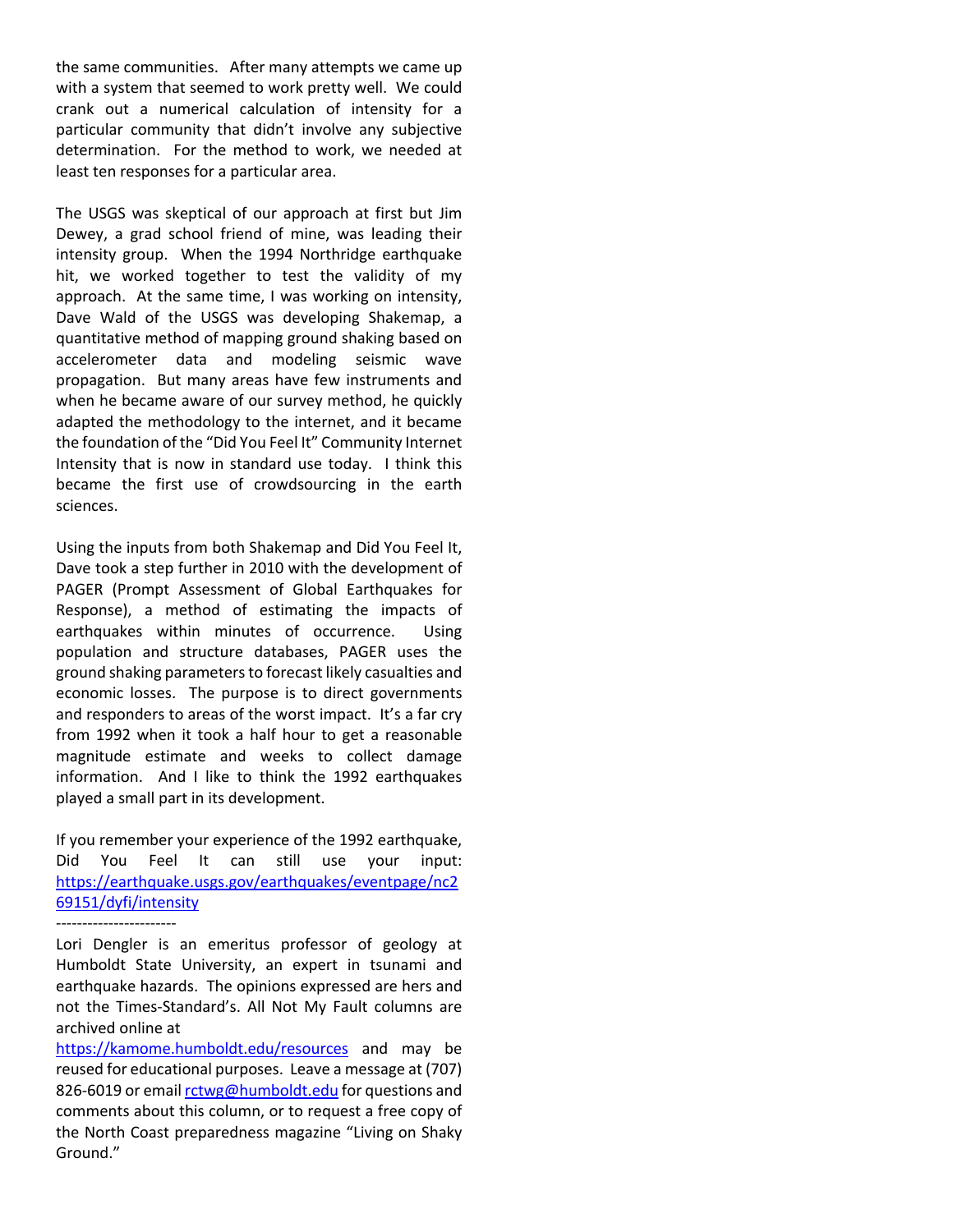the same communities. After many attempts we came up with a system that seemed to work pretty well. We could crank out a numerical calculation of intensity for a particular community that didn't involve any subjective determination. For the method to work, we needed at least ten responses for a particular area.

The USGS was skeptical of our approach at first but Jim Dewey, a grad school friend of mine, was leading their intensity group. When the 1994 Northridge earthquake hit, we worked together to test the validity of my approach. At the same time, I was working on intensity, Dave Wald of the USGS was developing Shakemap, a quantitative method of mapping ground shaking based on accelerometer data and modeling seismic wave propagation. But many areas have few instruments and when he became aware of our survey method, he quickly adapted the methodology to the internet, and it became the foundation of the "Did You Feel It" Community Internet Intensity that is now in standard use today. I think this became the first use of crowdsourcing in the earth sciences.

Using the inputs from both Shakemap and Did You Feel It, Dave took a step further in 2010 with the development of PAGER (Prompt Assessment of Global Earthquakes for Response), a method of estimating the impacts of earthquakes within minutes of occurrence. Using population and structure databases, PAGER uses the ground shaking parameters to forecast likely casualties and economic losses. The purpose is to direct governments and responders to areas of the worst impact. It's a far cry from 1992 when it took a half hour to get a reasonable magnitude estimate and weeks to collect damage information. And I like to think the 1992 earthquakes played a small part in its development.

If you remember your experience of the 1992 earthquake, Did You Feel It can still use your input: https://earthquake.usgs.gov/earthquakes/eventpage/nc269151/dyfi/intensity

-----------------------

Lori Dengler is an emeritus professor of geology at Humboldt State University, an expert in tsunami and earthquake hazards. The opinions expressed are hers and not the Times-Standard's. All Not My Fault columns are archived online at https://kamome.humboldt.edu/resources and may be reused for educational purposes. Leave a message at (707) 826-6019 or email rctwg@humboldt.edu for questions and comments about this column, or to request a free copy of the North Coast preparedness magazine "Living on Shaky Ground."